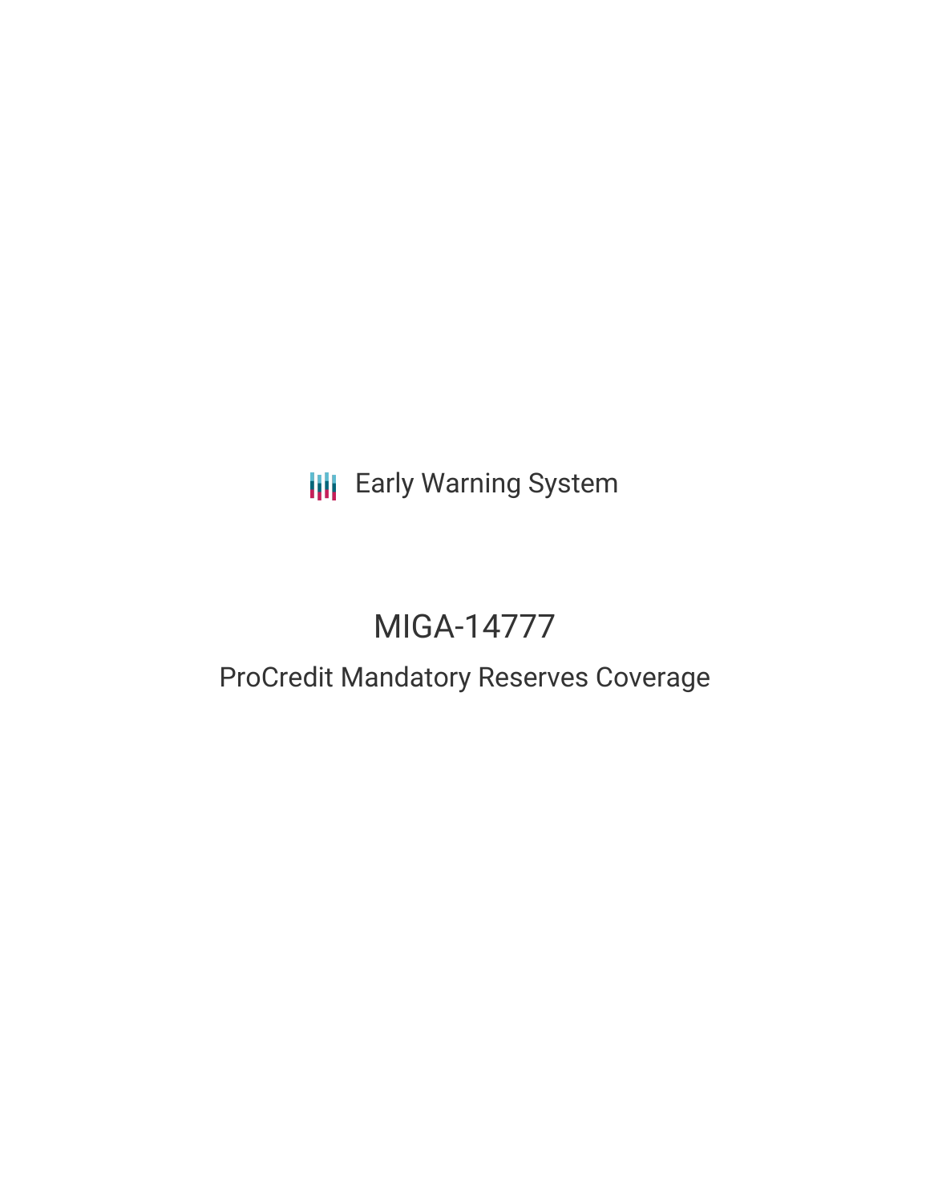Early Warning System

# MIGA-14777

## ProCredit Mandatory Reserves Coverage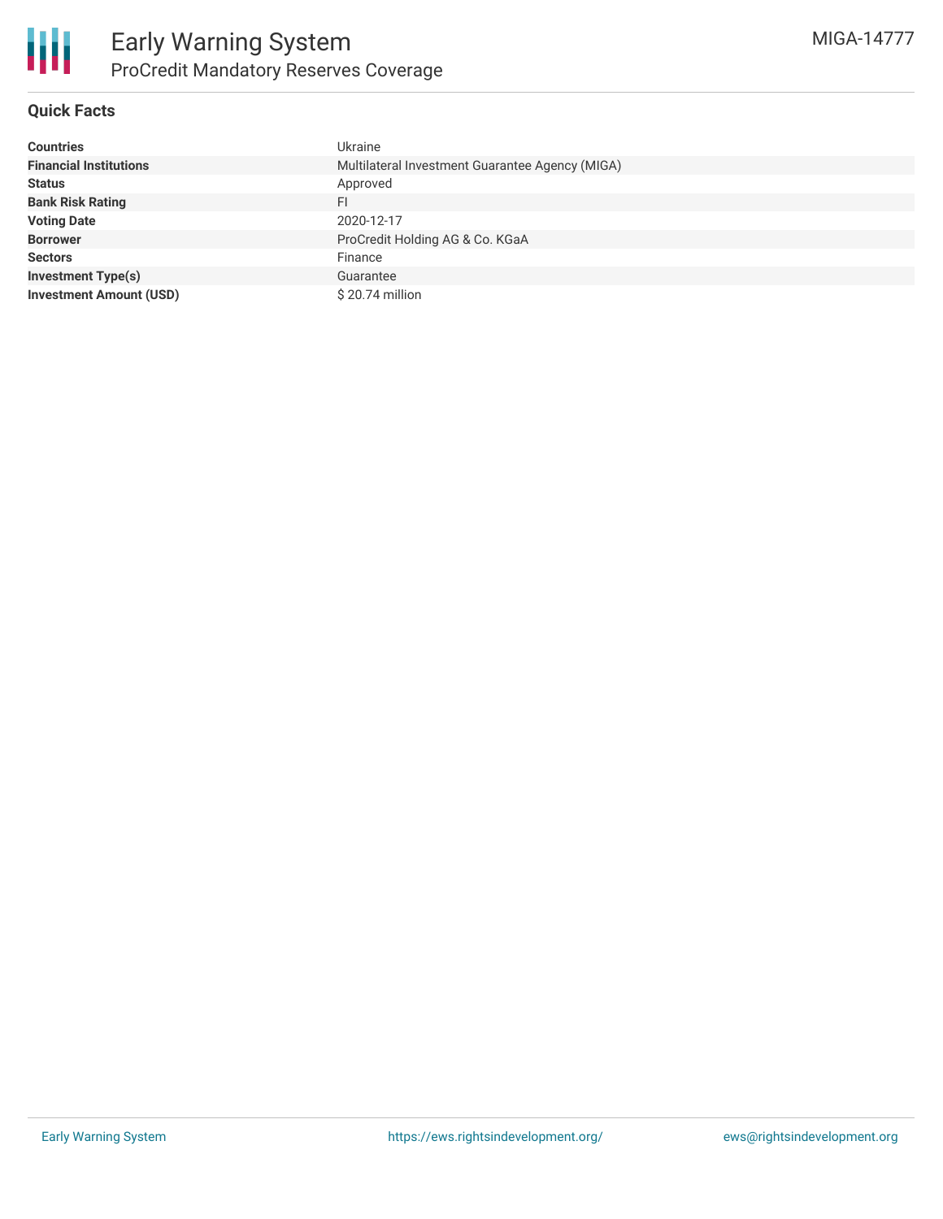# Early Warning System

## ProCredit Mandatory Reserves Coverage

MIGA-14777

### Quick Facts

| | |
|---|---|
| **Countries** | Ukraine |
| **Financial Institutions** | Multilateral Investment Guarantee Agency (MIGA) |
| **Status** | Approved |
| **Bank Risk Rating** | FI |
| **Voting Date** | 2020-12-17 |
| **Borrower** | ProCredit Holding AG & Co. KGaA |
| **Sectors** | Finance |
| **Investment Type(s)** | Guarantee |
| **Investment Amount (USD)** | $ 20.74 million |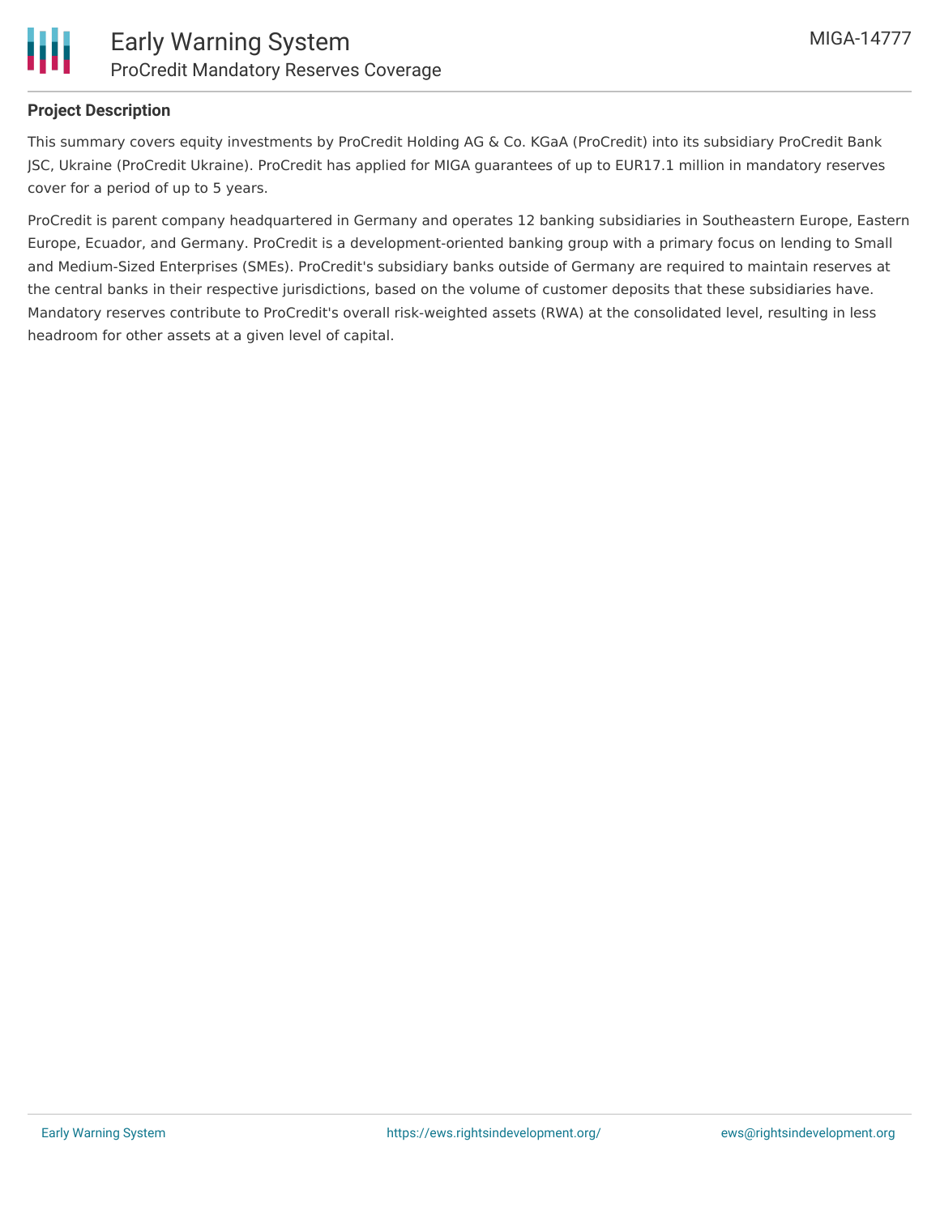## Project Description

This summary covers equity investments by ProCredit Holding AG & Co. KGaA (ProCredit) into its subsidiary ProCredit Bank JSC, Ukraine (ProCredit Ukraine). ProCredit has applied for MIGA guarantees of up to EUR17.1 million in mandatory reserves cover for a period of up to 5 years.

ProCredit is parent company headquartered in Germany and operates 12 banking subsidiaries in Southeastern Europe, Eastern Europe, Ecuador, and Germany. ProCredit is a development-oriented banking group with a primary focus on lending to Small and Medium-Sized Enterprises (SMEs). ProCredit's subsidiary banks outside of Germany are required to maintain reserves at the central banks in their respective jurisdictions, based on the volume of customer deposits that these subsidiaries have. Mandatory reserves contribute to ProCredit's overall risk-weighted assets (RWA) at the consolidated level, resulting in less headroom for other assets at a given level of capital.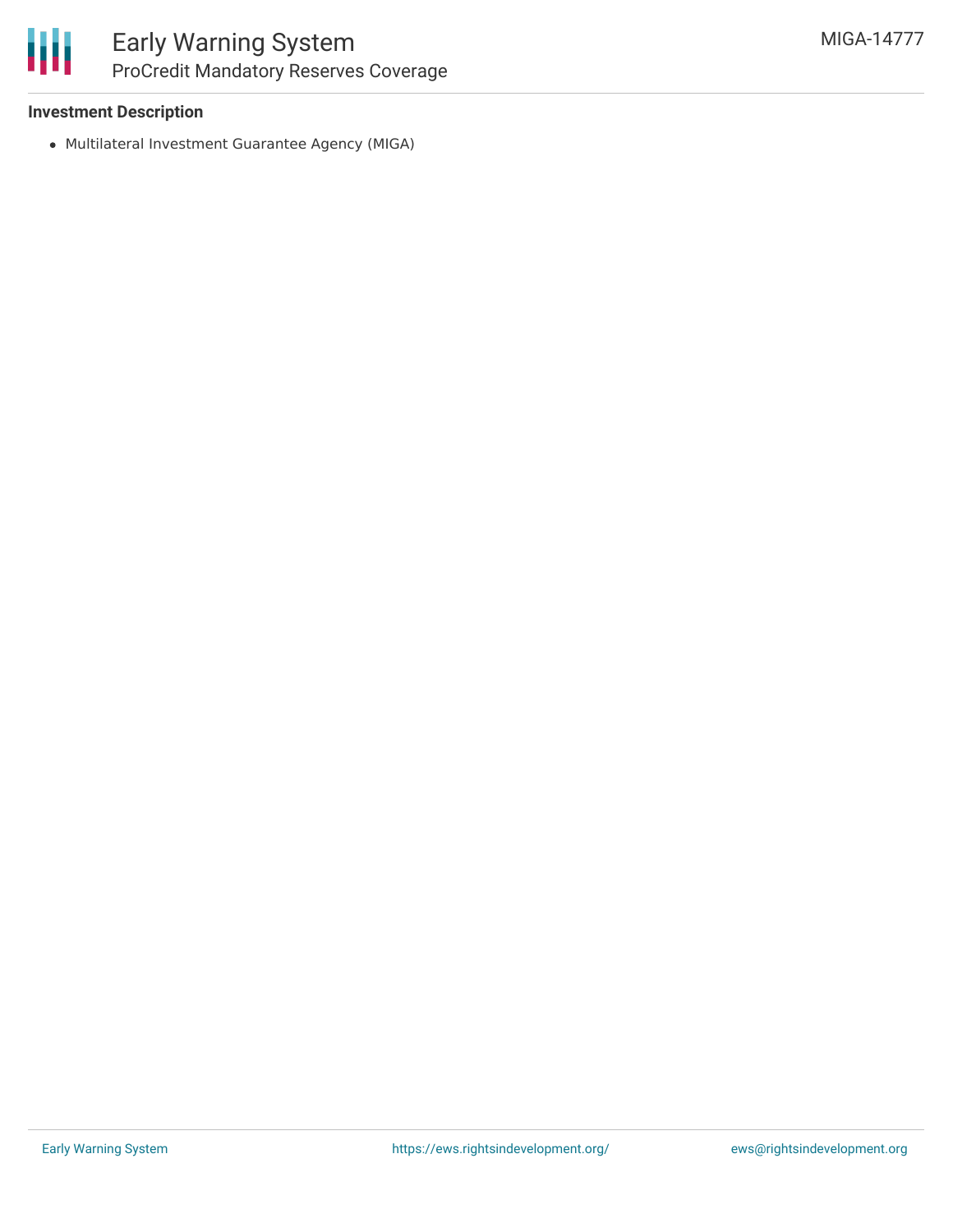**Investment Description**

- Multilateral Investment Guarantee Agency (MIGA)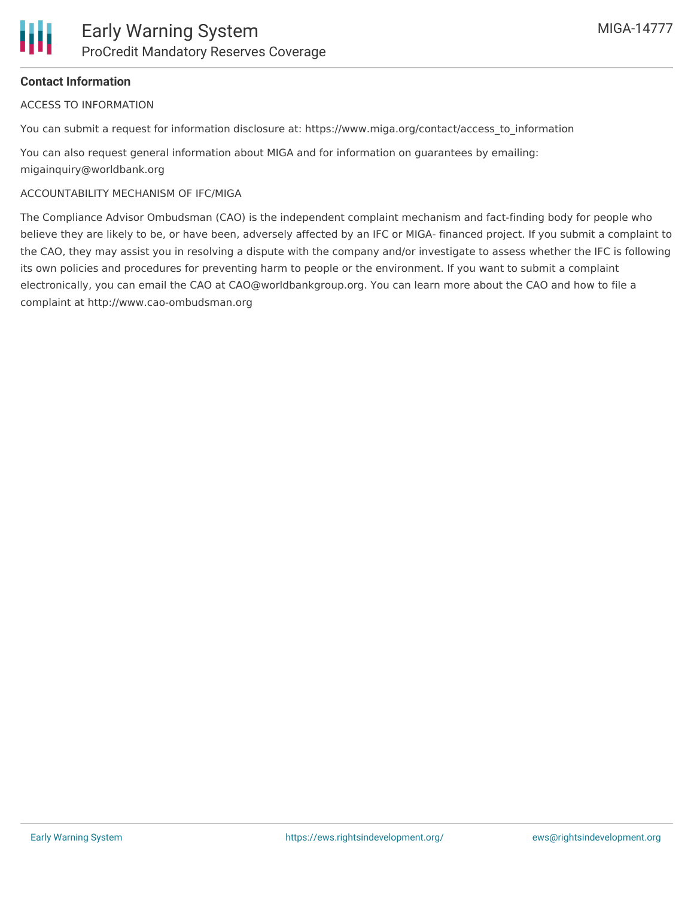## Contact Information

ACCESS TO INFORMATION

You can submit a request for information disclosure at: https://www.miga.org/contact/access_to_information

You can also request general information about MIGA and for information on guarantees by emailing: migainquiry@worldbank.org

ACCOUNTABILITY MECHANISM OF IFC/MIGA

The Compliance Advisor Ombudsman (CAO) is the independent complaint mechanism and fact-finding body for people who believe they are likely to be, or have been, adversely affected by an IFC or MIGA- financed project. If you submit a complaint to the CAO, they may assist you in resolving a dispute with the company and/or investigate to assess whether the IFC is following its own policies and procedures for preventing harm to people or the environment. If you want to submit a complaint electronically, you can email the CAO at CAO@worldbankgroup.org. You can learn more about the CAO and how to file a complaint at http://www.cao-ombudsman.org